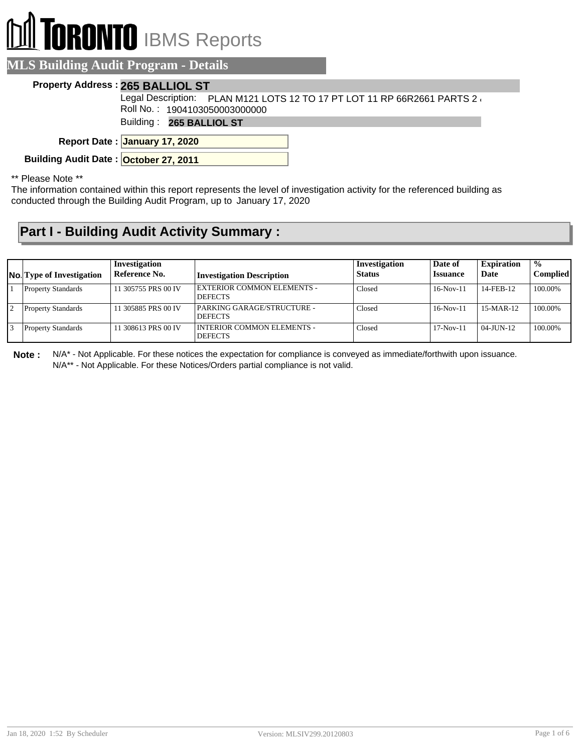# TORONTO IBMS Reports

## MLS Building Audit Program - Details

**Property Address :** **265 BALLIOL ST**

Legal Description: PLAN M121 LOTS 12 TO 17 PT LOT 11 RP 66R2661 PARTS 2 &

Roll No. : 1904103050003000000

Building : **265 BALLIOL ST**

**Report Date :** **January 17, 2020**

**Building Audit Date :** **October 27, 2011**

** Please Note **

The information contained within this report represents the level of investigation activity for the referenced building as conducted through the Building Audit Program, up to January 17, 2020

## Part I - Building Audit Activity Summary :

| No. | Type of Investigation | Investigation Reference No. | Investigation Description | Investigation Status | Date of Issuance | Expiration Date | % Complied |
|---|---|---|---|---|---|---|---|
| 1 | Property Standards | 11 305755 PRS 00 IV | EXTERIOR COMMON ELEMENTS - DEFECTS | Closed | 16-Nov-11 | 14-FEB-12 | 100.00% |
| 2 | Property Standards | 11 305885 PRS 00 IV | PARKING GARAGE/STRUCTURE - DEFECTS | Closed | 16-Nov-11 | 15-MAR-12 | 100.00% |
| 3 | Property Standards | 11 308613 PRS 00 IV | INTERIOR COMMON ELEMENTS - DEFECTS | Closed | 17-Nov-11 | 04-JUN-12 | 100.00% |

**Note :** N/A* - Not Applicable. For these notices the expectation for compliance is conveyed as immediate/forthwith upon issuance.
N/A** - Not Applicable. For these Notices/Orders partial compliance is not valid.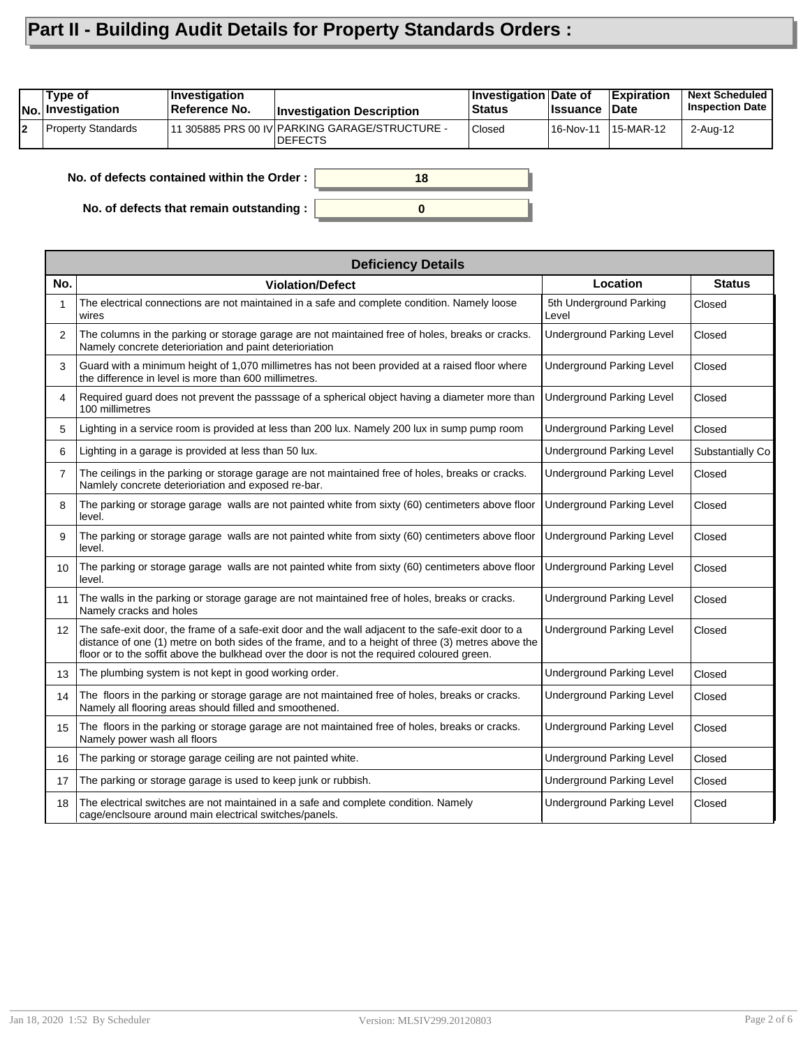# Part II - Building Audit Details for Property Standards Orders :

| No. | Type of Investigation | Investigation Reference No. | Investigation Description | Investigation Status | Date of Issuance | Expiration Date | Next Scheduled Inspection Date |
|---|---|---|---|---|---|---|---|
| 2 | Property Standards | 11 305885 PRS 00 IV | PARKING GARAGE/STRUCTURE - DEFECTS | Closed | 16-Nov-11 | 15-MAR-12 | 2-Aug-12 |

**No. of defects contained within the Order :** 18

**No. of defects that remain outstanding :** 0

| Deficiency Details | | | |
|---|---|---|---|
| **No.** | **Violation/Defect** | **Location** | **Status** |
| 1 | The electrical connections are not maintained in a safe and complete condition. Namely loose wires | 5th Underground Parking Level | Closed |
| 2 | The columns in the parking or storage garage are not maintained free of holes, breaks or cracks. Namely concrete deterioriation and paint deterioriation | Underground Parking Level | Closed |
| 3 | Guard with a minimum height of 1,070 millimetres has not been provided at a raised floor where the difference in level is more than 600 millimetres. | Underground Parking Level | Closed |
| 4 | Required guard does not prevent the passsage of a spherical object having a diameter more than 100 millimetres | Underground Parking Level | Closed |
| 5 | Lighting in a service room is provided at less than 200 lux. Namely 200 lux in sump pump room | Underground Parking Level | Closed |
| 6 | Lighting in a garage is provided at less than 50 lux. | Underground Parking Level | Substantially Co |
| 7 | The ceilings in the parking or storage garage are not maintained free of holes, breaks or cracks. Namlely concrete deterioriation and exposed re-bar. | Underground Parking Level | Closed |
| 8 | The parking or storage garage walls are not painted white from sixty (60) centimeters above floor level. | Underground Parking Level | Closed |
| 9 | The parking or storage garage walls are not painted white from sixty (60) centimeters above floor level. | Underground Parking Level | Closed |
| 10 | The parking or storage garage walls are not painted white from sixty (60) centimeters above floor level. | Underground Parking Level | Closed |
| 11 | The walls in the parking or storage garage are not maintained free of holes, breaks or cracks. Namely cracks and holes | Underground Parking Level | Closed |
| 12 | The safe-exit door, the frame of a safe-exit door and the wall adjacent to the safe-exit door to a distance of one (1) metre on both sides of the frame, and to a height of three (3) metres above the floor or to the soffit above the bulkhead over the door is not the required coloured green. | Underground Parking Level | Closed |
| 13 | The plumbing system is not kept in good working order. | Underground Parking Level | Closed |
| 14 | The floors in the parking or storage garage are not maintained free of holes, breaks or cracks. Namely all flooring areas should filled and smoothened. | Underground Parking Level | Closed |
| 15 | The floors in the parking or storage garage are not maintained free of holes, breaks or cracks. Namely power wash all floors | Underground Parking Level | Closed |
| 16 | The parking or storage garage ceiling are not painted white. | Underground Parking Level | Closed |
| 17 | The parking or storage garage is used to keep junk or rubbish. | Underground Parking Level | Closed |
| 18 | The electrical switches are not maintained in a safe and complete condition. Namely cage/enclsoure around main electrical switches/panels. | Underground Parking Level | Closed |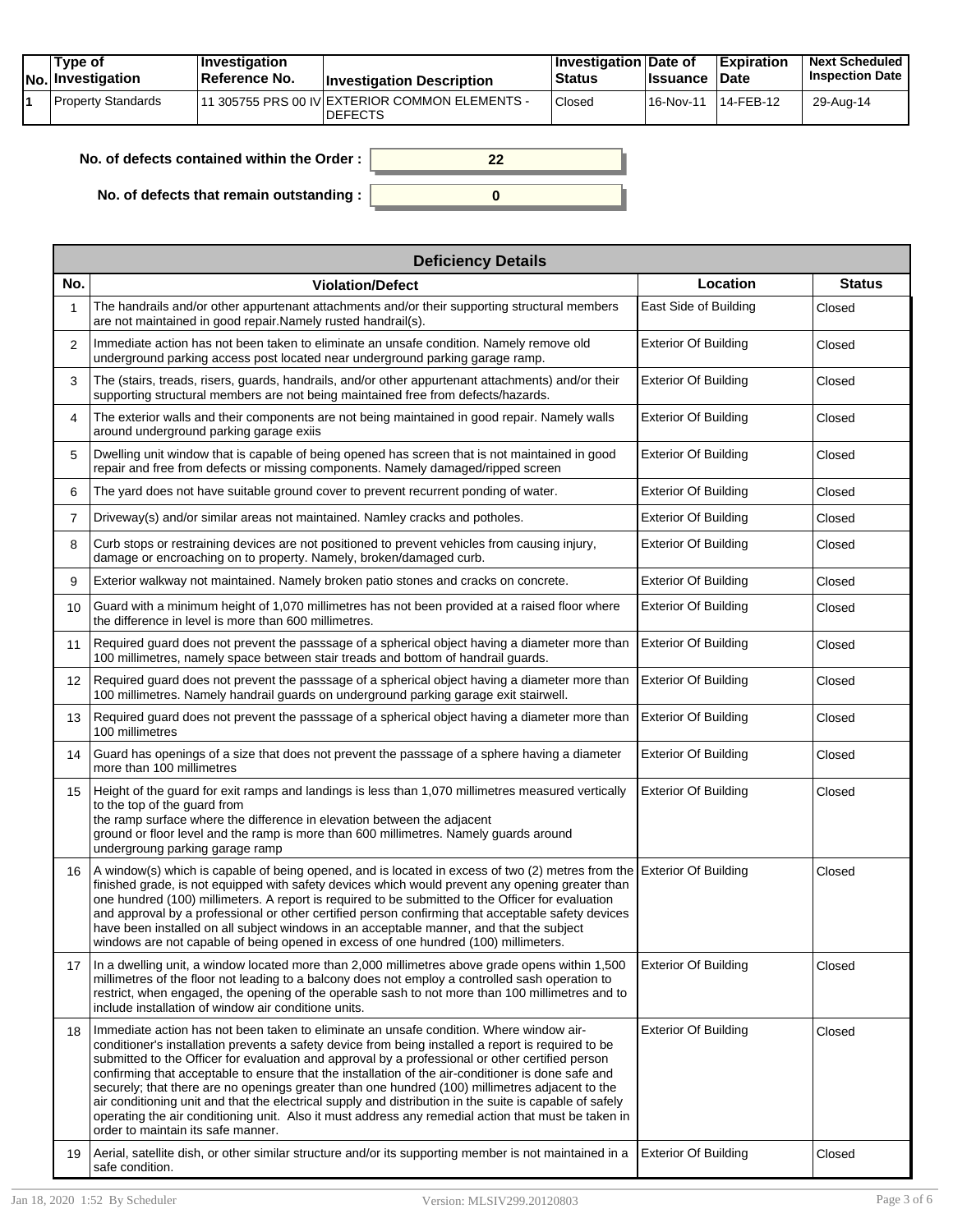| No. | Type of Investigation | Investigation Reference No. | Investigation Description | Investigation Status | Date of Issuance | Expiration Date | Next Scheduled Inspection Date |
|---|---|---|---|---|---|---|---|
| 1 | Property Standards | 11 305755 PRS 00 IV | EXTERIOR COMMON ELEMENTS - DEFECTS | Closed | 16-Nov-11 | 14-FEB-12 | 29-Aug-14 |

**No. of defects contained within the Order :** 22

**No. of defects that remain outstanding :** 0

| Deficiency Details | | | |
|---|---|---|---|
| **No.** | **Violation/Defect** | **Location** | **Status** |
| 1 | The handrails and/or other appurtenant attachments and/or their supporting structural members are not maintained in good repair.Namely rusted handrail(s). | East Side of Building | Closed |
| 2 | Immediate action has not been taken to eliminate an unsafe condition. Namely remove old underground parking access post located near underground parking garage ramp. | Exterior Of Building | Closed |
| 3 | The (stairs, treads, risers, guards, handrails, and/or other appurtenant attachments) and/or their supporting structural members are not being maintained free from defects/hazards. | Exterior Of Building | Closed |
| 4 | The exterior walls and their components are not being maintained in good repair. Namely walls around underground parking garage exiis | Exterior Of Building | Closed |
| 5 | Dwelling unit window that is capable of being opened has screen that is not maintained in good repair and free from defects or missing components. Namely damaged/ripped screen | Exterior Of Building | Closed |
| 6 | The yard does not have suitable ground cover to prevent recurrent ponding of water. | Exterior Of Building | Closed |
| 7 | Driveway(s) and/or similar areas not maintained. Namley cracks and potholes. | Exterior Of Building | Closed |
| 8 | Curb stops or restraining devices are not positioned to prevent vehicles from causing injury, damage or encroaching on to property. Namely, broken/damaged curb. | Exterior Of Building | Closed |
| 9 | Exterior walkway not maintained. Namely broken patio stones and cracks on concrete. | Exterior Of Building | Closed |
| 10 | Guard with a minimum height of 1,070 millimetres has not been provided at a raised floor where the difference in level is more than 600 millimetres. | Exterior Of Building | Closed |
| 11 | Required guard does not prevent the passsage of a spherical object having a diameter more than 100 millimetres, namely space between stair treads and bottom of handrail guards. | Exterior Of Building | Closed |
| 12 | Required guard does not prevent the passsage of a spherical object having a diameter more than 100 millimetres. Namely handrail guards on underground parking garage exit stairwell. | Exterior Of Building | Closed |
| 13 | Required guard does not prevent the passsage of a spherical object having a diameter more than 100 millimetres | Exterior Of Building | Closed |
| 14 | Guard has openings of a size that does not prevent the passsage of a sphere having a diameter more than 100 millimetres | Exterior Of Building | Closed |
| 15 | Height of the guard for exit ramps and landings is less than 1,070 millimetres measured vertically to the top of the guard from the ramp surface where the difference in elevation between the adjacent ground or floor level and the ramp is more than 600 millimetres. Namely guards around undergroung parking garage ramp | Exterior Of Building | Closed |
| 16 | A window(s) which is capable of being opened, and is located in excess of two (2) metres from the finished grade, is not equipped with safety devices which would prevent any opening greater than one hundred (100) millimeters. A report is required to be submitted to the Officer for evaluation and approval by a professional or other certified person confirming that acceptable safety devices have been installed on all subject windows in an acceptable manner, and that the subject windows are not capable of being opened in excess of one hundred (100) millimeters. | Exterior Of Building | Closed |
| 17 | In a dwelling unit, a window located more than 2,000 millimetres above grade opens within 1,500 millimetres of the floor not leading to a balcony does not employ a controlled sash operation to restrict, when engaged, the opening of the operable sash to not more than 100 millimetres and to include installation of window air conditione units. | Exterior Of Building | Closed |
| 18 | Immediate action has not been taken to eliminate an unsafe condition. Where window air-conditioner's installation prevents a safety device from being installed a report is required to be submitted to the Officer for evaluation and approval by a professional or other certified person confirming that acceptable to ensure that the installation of the air-conditioner is done safe and securely; that there are no openings greater than one hundred (100) millimetres adjacent to the air conditioning unit and that the electrical supply and distribution in the suite is capable of safely operating the air conditioning unit. Also it must address any remedial action that must be taken in order to maintain its safe manner. | Exterior Of Building | Closed |
| 19 | Aerial, satellite dish, or other similar structure and/or its supporting member is not maintained in a safe condition. | Exterior Of Building | Closed |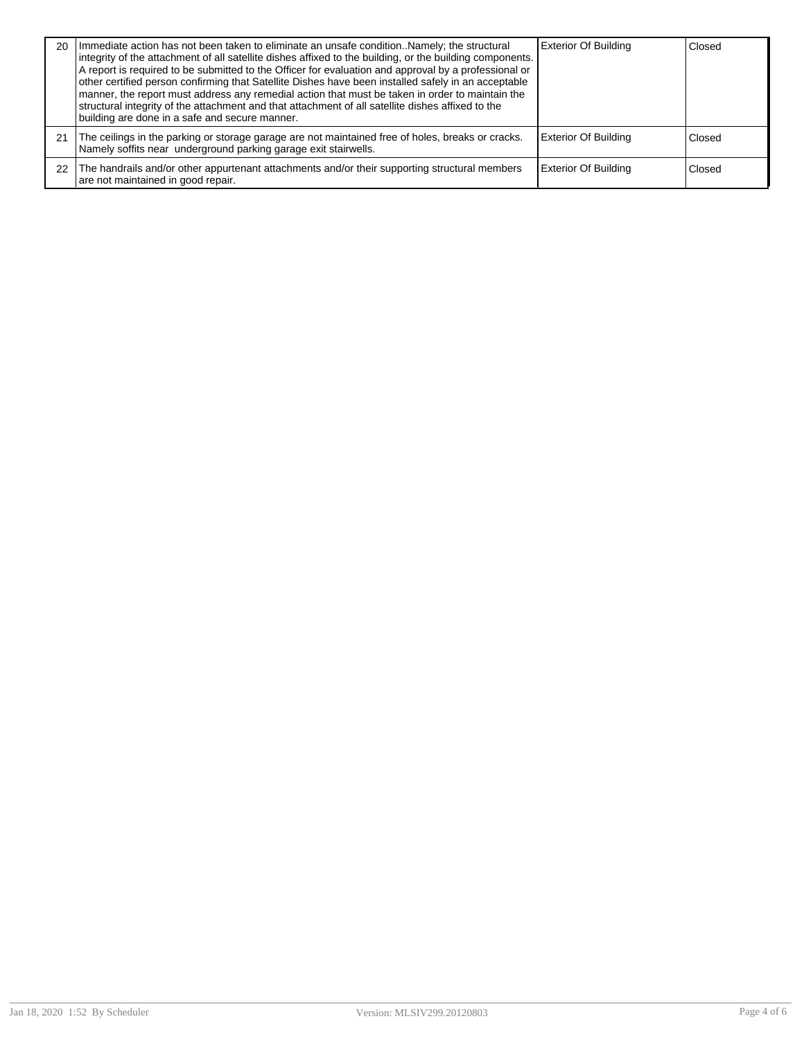| | | | |
|---|---|---|---|
| 20 | Immediate action has not been taken to eliminate an unsafe condition..Namely; the structural integrity of the attachment of all satellite dishes affixed to the building, or the building components. A report is required to be submitted to the Officer for evaluation and approval by a professional or other certified person confirming that Satellite Dishes have been installed safely in an acceptable manner, the report must address any remedial action that must be taken in order to maintain the structural integrity of the attachment and that attachment of all satellite dishes affixed to the building are done in a safe and secure manner. | Exterior Of Building | Closed |
| 21 | The ceilings in the parking or storage garage are not maintained free of holes, breaks or cracks. Namely soffits near underground parking garage exit stairwells. | Exterior Of Building | Closed |
| 22 | The handrails and/or other appurtenant attachments and/or their supporting structural members are not maintained in good repair. | Exterior Of Building | Closed |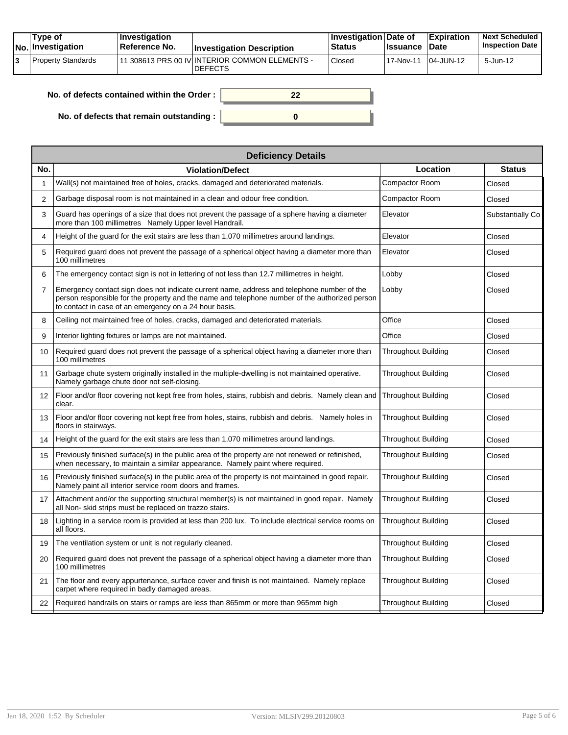| No. | Type of Investigation | Investigation Reference No. | Investigation Description | Investigation Status | Date of Issuance | Expiration Date | Next Scheduled Inspection Date |
|---|---|---|---|---|---|---|---|
| 3 | Property Standards | 11 308613 PRS 00 IV | INTERIOR COMMON ELEMENTS - DEFECTS | Closed | 17-Nov-11 | 04-JUN-12 | 5-Jun-12 |

**No. of defects contained within the Order :** 22

**No. of defects that remain outstanding :** 0

| Deficiency Details | | | |
|---|---|---|---|
| **No.** | **Violation/Defect** | **Location** | **Status** |
| 1 | Wall(s) not maintained free of holes, cracks, damaged and deteriorated materials. | Compactor Room | Closed |
| 2 | Garbage disposal room is not maintained in a clean and odour free condition. | Compactor Room | Closed |
| 3 | Guard has openings of a size that does not prevent the passage of a sphere having a diameter more than 100 millimetres Namely Upper level Handrail. | Elevator | Substantially Co |
| 4 | Height of the guard for the exit stairs are less than 1,070 millimetres around landings. | Elevator | Closed |
| 5 | Required guard does not prevent the passage of a spherical object having a diameter more than 100 millimetres | Elevator | Closed |
| 6 | The emergency contact sign is not in lettering of not less than 12.7 millimetres in height. | Lobby | Closed |
| 7 | Emergency contact sign does not indicate current name, address and telephone number of the person responsible for the property and the name and telephone number of the authorized person to contact in case of an emergency on a 24 hour basis. | Lobby | Closed |
| 8 | Ceiling not maintained free of holes, cracks, damaged and deteriorated materials. | Office | Closed |
| 9 | Interior lighting fixtures or lamps are not maintained. | Office | Closed |
| 10 | Required guard does not prevent the passage of a spherical object having a diameter more than 100 millimetres | Throughout Building | Closed |
| 11 | Garbage chute system originally installed in the multiple-dwelling is not maintained operative. Namely garbage chute door not self-closing. | Throughout Building | Closed |
| 12 | Floor and/or floor covering not kept free from holes, stains, rubbish and debris. Namely clean and clear. | Throughout Building | Closed |
| 13 | Floor and/or floor covering not kept free from holes, stains, rubbish and debris. Namely holes in floors in stairways. | Throughout Building | Closed |
| 14 | Height of the guard for the exit stairs are less than 1,070 millimetres around landings. | Throughout Building | Closed |
| 15 | Previously finished surface(s) in the public area of the property are not renewed or refinished, when necessary, to maintain a similar appearance. Namely paint where required. | Throughout Building | Closed |
| 16 | Previously finished surface(s) in the public area of the property is not maintained in good repair. Namely paint all interior service room doors and frames. | Throughout Building | Closed |
| 17 | Attachment and/or the supporting structural member(s) is not maintained in good repair. Namely all Non- skid strips must be replaced on trazzo stairs. | Throughout Building | Closed |
| 18 | Lighting in a service room is provided at less than 200 lux. To include electrical service rooms on all floors. | Throughout Building | Closed |
| 19 | The ventilation system or unit is not regularly cleaned. | Throughout Building | Closed |
| 20 | Required guard does not prevent the passage of a spherical object having a diameter more than 100 millimetres | Throughout Building | Closed |
| 21 | The floor and every appurtenance, surface cover and finish is not maintained. Namely replace carpet where required in badly damaged areas. | Throughout Building | Closed |
| 22 | Required handrails on stairs or ramps are less than 865mm or more than 965mm high | Throughout Building | Closed |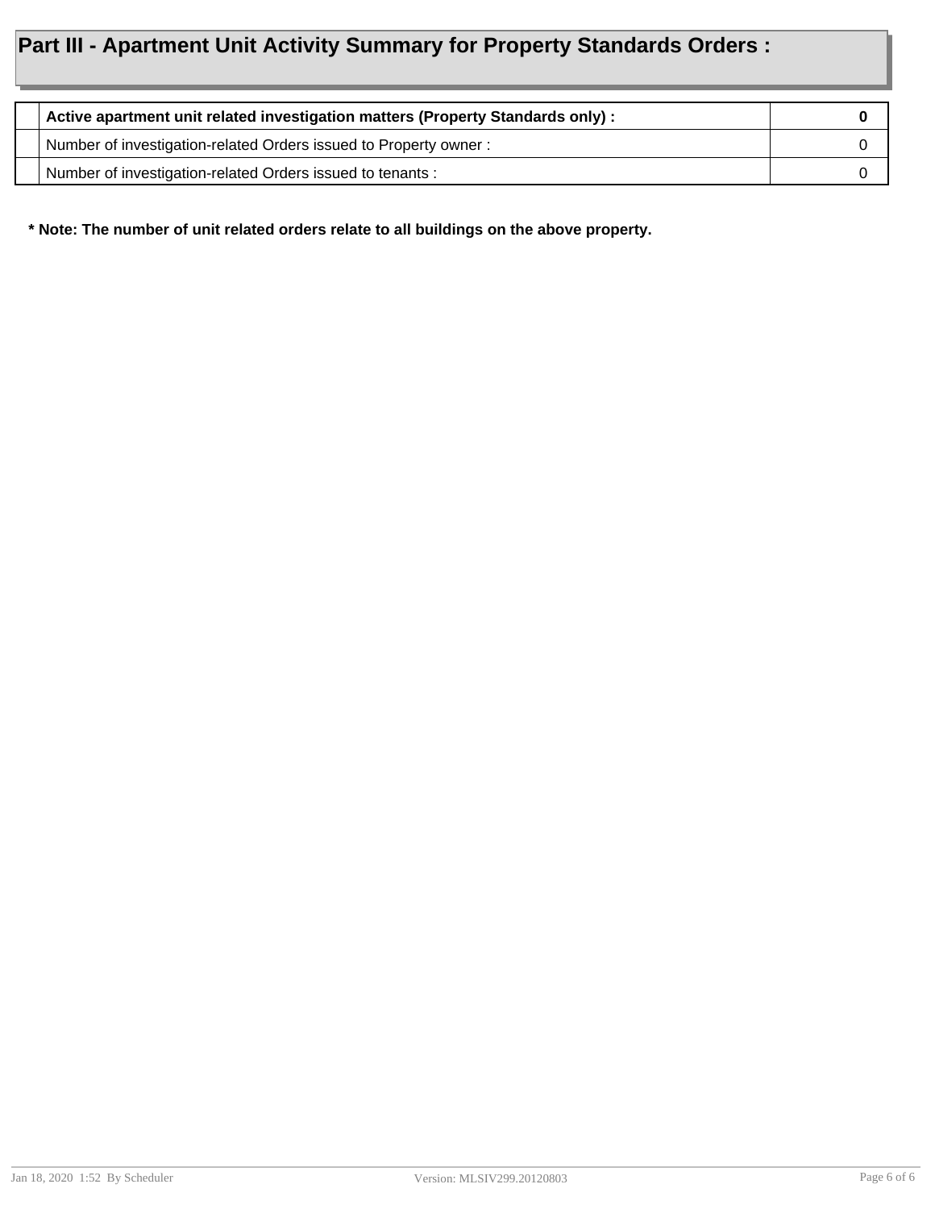## Part III - Apartment Unit Activity Summary for Property Standards Orders :

| | | |
|---|---|---|
| | **Active apartment unit related investigation matters (Property Standards only) :** | **0** |
| | Number of investigation-related Orders issued to Property owner : | 0 |
| | Number of investigation-related Orders issued to tenants : | 0 |

**\* Note: The number of unit related orders relate to all buildings on the above property.**